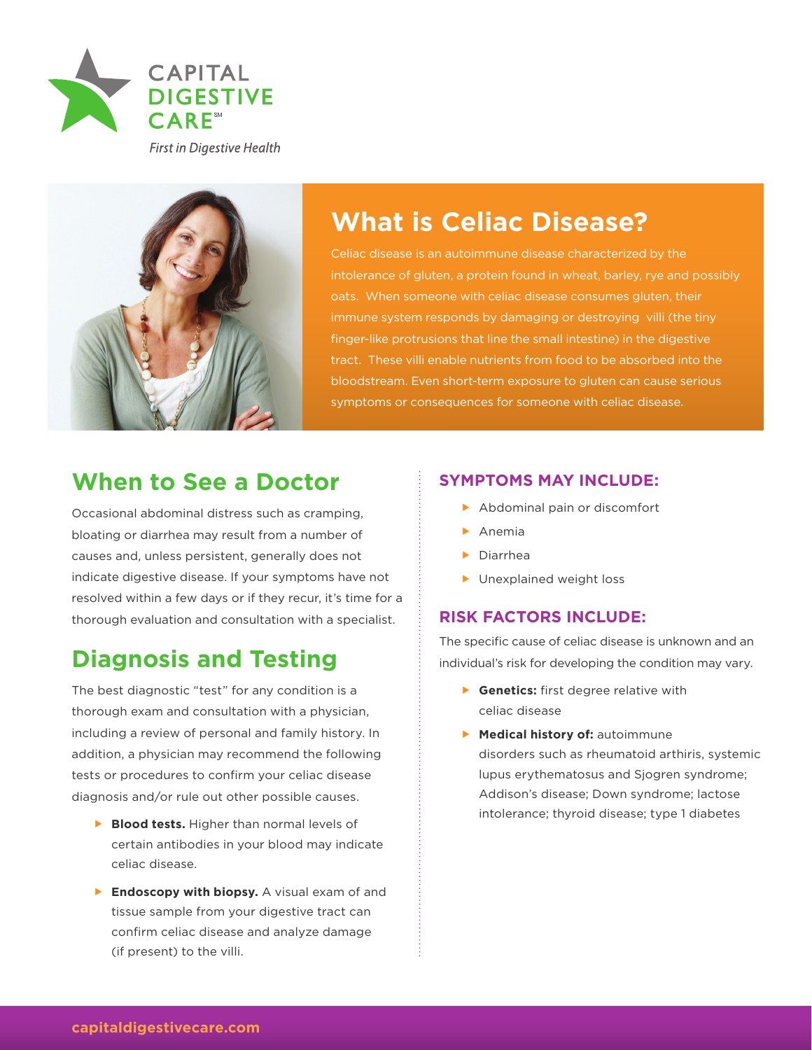CAPITAL DIGESTIVE CARE[SM]

*First in Digestive Health*

# What is Celiac Disease?

Celiac disease is an autoimmune disease characterized by the intolerance of gluten, a protein found in wheat, barley, rye and possibly oats. When someone with celiac disease consumes gluten, their immune system responds by damaging or destroying villi (the tiny finger-like protrusions that line the small intestine) in the digestive tract. These villi enable nutrients from food to be absorbed into the bloodstream. Even short-term exposure to gluten can cause serious symptoms or consequences for someone with celiac disease.

## When to See a Doctor

Occasional abdominal distress such as cramping, bloating or diarrhea may result from a number of causes and, unless persistent, generally does not indicate digestive disease. If your symptoms have not resolved within a few days or if they recur, it's time for a thorough evaluation and consultation with a specialist.

## Diagnosis and Testing

The best diagnostic "test" for any condition is a thorough exam and consultation with a physician, including a review of personal and family history. In addition, a physician may recommend the following tests or procedures to confirm your celiac disease diagnosis and/or rule out other possible causes.

- **Blood tests.** Higher than normal levels of certain antibodies in your blood may indicate celiac disease.
- **Endoscopy with biopsy.** A visual exam of and tissue sample from your digestive tract can confirm celiac disease and analyze damage (if present) to the villi.

### SYMPTOMS MAY INCLUDE:

- Abdominal pain or discomfort
- Anemia
- Diarrhea
- Unexplained weight loss

### RISK FACTORS INCLUDE:

The specific cause of celiac disease is unknown and an individual's risk for developing the condition may vary.

- **Genetics:** first degree relative with celiac disease
- **Medical history of:** autoimmune disorders such as rheumatoid arthiris, systemic lupus erythematosus and Sjogren syndrome; Addison's disease; Down syndrome; lactose intolerance; thyroid disease; type 1 diabetes

capitaldigestivecare.com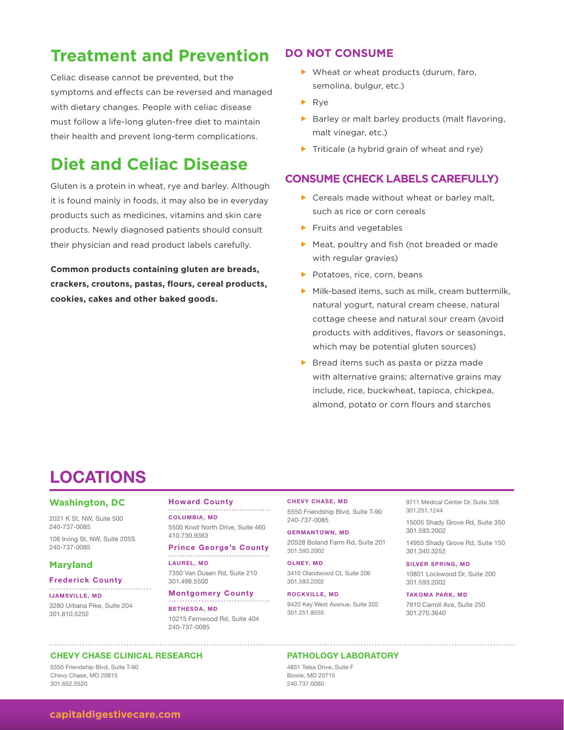## Treatment and Prevention

Celiac disease cannot be prevented, but the symptoms and effects can be reversed and managed with dietary changes. People with celiac disease must follow a life-long gluten-free diet to maintain their health and prevent long-term complications.

## Diet and Celiac Disease

Gluten is a protein in wheat, rye and barley. Although it is found mainly in foods, it may also be in everyday products such as medicines, vitamins and skin care products. Newly diagnosed patients should consult their physician and read product labels carefully.

**Common products containing gluten are breads, crackers, croutons, pastas, flours, cereal products, cookies, cakes and other baked goods.**

### DO NOT CONSUME

- Wheat or wheat products (durum, faro, semolina, bulgur, etc.)
- Rye
- Barley or malt barley products (malt flavoring, malt vinegar, etc.)
- Triticale (a hybrid grain of wheat and rye)

### CONSUME (CHECK LABELS CAREFULLY)

- Cereals made without wheat or barley malt, such as rice or corn cereals
- Fruits and vegetables
- Meat, poultry and fish (not breaded or made with regular gravies)
- Potatoes, rice, corn, beans
- Milk-based items, such as milk, cream buttermilk, natural yogurt, natural cream cheese, natural cottage cheese and natural sour cream (avoid products with additives, flavors or seasonings, which may be potential gluten sources)
- Bread items such as pasta or pizza made with alternative grains; alternative grains may include, rice, buckwheat, tapioca, chickpea, almond, potato or corn flours and starches

## LOCATIONS

### Washington, DC

2021 K St, NW, Suite 500
240-737-0085

106 Irving St, NW, Suite 205S
240-737-0085

### Maryland

#### Frederick County

**IJAMSVILLE, MD**
3280 Urbana Pike, Suite 204
301.810.5252

#### Howard County

**COLUMBIA, MD**
5500 Knoll North Drive, Suite 460
410.730.9363

#### Prince George's County

**LAUREL, MD**
7350 Van Dusen Rd, Suite 210
301.498.5500

#### Montgomery County

**BETHESDA, MD**
10215 Fernwood Rd, Suite 404
240-737-0085

**CHEVY CHASE, MD**
5550 Friendship Blvd, Suite T-90
240-737-0085

**GERMANTOWN, MD**
20528 Boland Farm Rd, Suite 201
301.593.2002

**OLNEY, MD**
3410 Olandwood Ct, Suite 206
301.593.2002

**ROCKVILLE, MD**
9420 Key West Avenue, Suite 202
301.251.9555

9711 Medical Center Dr, Suite 308
301.251.1244

15005 Shady Grove Rd, Suite 350
301.593.2002

14955 Shady Grove Rd, Suite 150
301.340.3252

**SILVER SPRING, MD**
10801 Lockwood Dr, Suite 200
301.593.2002

**TAKOMA PARK, MD**
7610 Carroll Ave, Suite 250
301.270.3640

### CHEVY CHASE CLINICAL RESEARCH

5550 Friendship Blvd, Suite T-90
Chevy Chase, MD 20815
301.652.5520

### PATHOLOGY LABORATORY

4831 Telsa Drive, Suite F
Bowie, MD 20715
240.737.0080

capitaldigestivecare.com